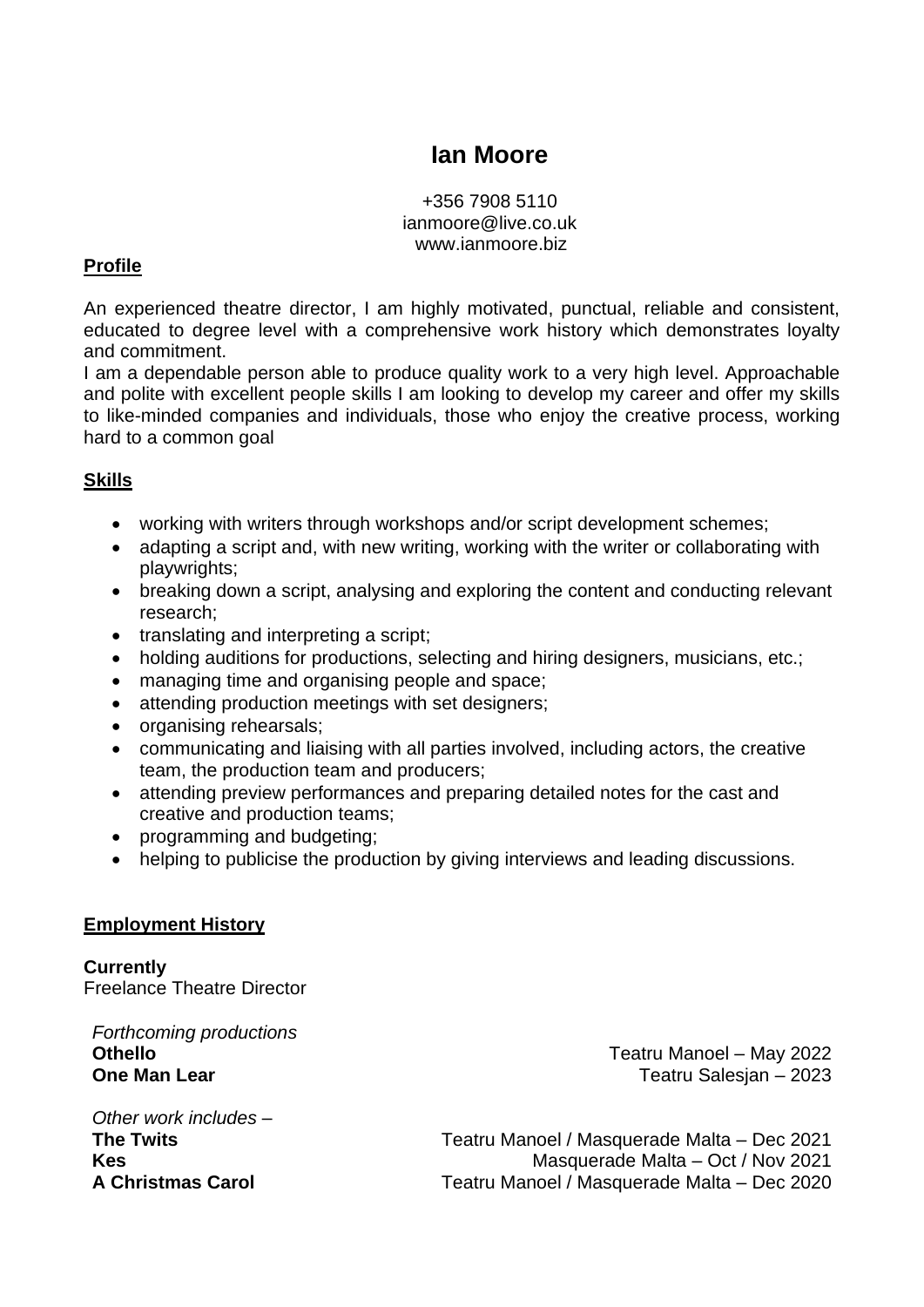# Ian Moore

+356 7908 5110
ianmoore@live.co.uk
www.ianmoore.biz

## Profile

An experienced theatre director, I am highly motivated, punctual, reliable and consistent, educated to degree level with a comprehensive work history which demonstrates loyalty and commitment.
I am a dependable person able to produce quality work to a very high level. Approachable and polite with excellent people skills I am looking to develop my career and offer my skills to like-minded companies and individuals, those who enjoy the creative process, working hard to a common goal

## Skills

- working with writers through workshops and/or script development schemes;
- adapting a script and, with new writing, working with the writer or collaborating with playwrights;
- breaking down a script, analysing and exploring the content and conducting relevant research;
- translating and interpreting a script;
- holding auditions for productions, selecting and hiring designers, musicians, etc.;
- managing time and organising people and space;
- attending production meetings with set designers;
- organising rehearsals;
- communicating and liaising with all parties involved, including actors, the creative team, the production team and producers;
- attending preview performances and preparing detailed notes for the cast and creative and production teams;
- programming and budgeting;
- helping to publicise the production by giving interviews and leading discussions.

## Employment History

**Currently**
Freelance Theatre Director

*Forthcoming productions*
**Othello** — Teatru Manoel – May 2022
**One Man Lear** — Teatru Salesjan – 2023

*Other work includes –*
**The Twits** — Teatru Manoel / Masquerade Malta – Dec 2021
**Kes** — Masquerade Malta – Oct / Nov 2021
**A Christmas Carol** — Teatru Manoel / Masquerade Malta – Dec 2020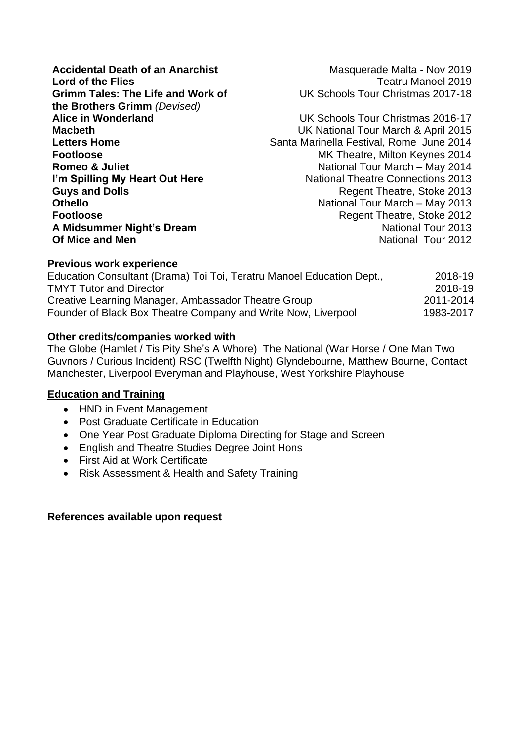| | |
|---|---|
| **Accidental Death of an Anarchist** | Masquerade Malta - Nov 2019 |
| **Lord of the Flies** | Teatru Manoel 2019 |
| **Grimm Tales: The Life and Work of the Brothers Grimm** *(Devised)* | UK Schools Tour Christmas 2017-18 |
| **Alice in Wonderland** | UK Schools Tour Christmas 2016-17 |
| **Macbeth** | UK National Tour March & April 2015 |
| **Letters Home** | Santa Marinella Festival, Rome June 2014 |
| **Footloose** | MK Theatre, Milton Keynes 2014 |
| **Romeo & Juliet** | National Tour March – May 2014 |
| **I'm Spilling My Heart Out Here** | National Theatre Connections 2013 |
| **Guys and Dolls** | Regent Theatre, Stoke 2013 |
| **Othello** | National Tour March – May 2013 |
| **Footloose** | Regent Theatre, Stoke 2012 |
| **A Midsummer Night's Dream** | National Tour 2013 |
| **Of Mice and Men** | National Tour 2012 |

**Previous work experience**

| | |
|---|---|
| Education Consultant (Drama) Toi Toi, Teratru Manoel Education Dept., | 2018-19 |
| TMYT Tutor and Director | 2018-19 |
| Creative Learning Manager, Ambassador Theatre Group | 2011-2014 |
| Founder of Black Box Theatre Company and Write Now, Liverpool | 1983-2017 |

**Other credits/companies worked with**

The Globe (Hamlet / Tis Pity She's A Whore) The National (War Horse / One Man Two Guvnors / Curious Incident) RSC (Twelfth Night) Glyndebourne, Matthew Bourne, Contact Manchester, Liverpool Everyman and Playhouse, West Yorkshire Playhouse

**Education and Training**

- HND in Event Management
- Post Graduate Certificate in Education
- One Year Post Graduate Diploma Directing for Stage and Screen
- English and Theatre Studies Degree Joint Hons
- First Aid at Work Certificate
- Risk Assessment & Health and Safety Training

**References available upon request**